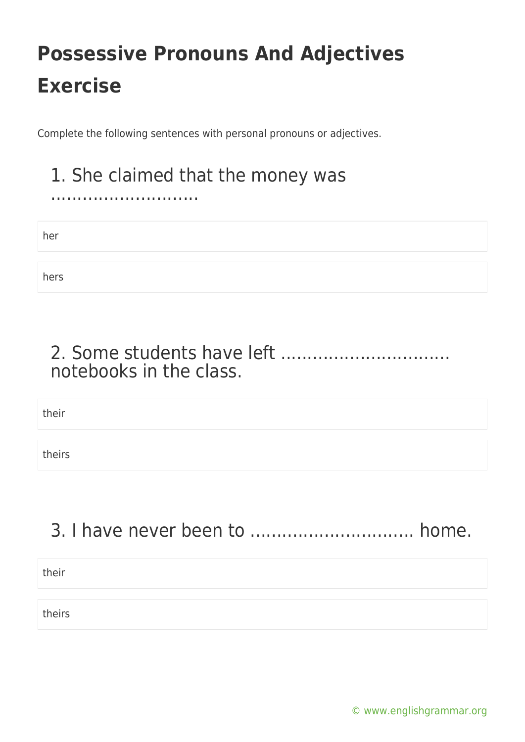# Possessive Pronouns And Adjectives Exercise

Complete the following sentences with personal pronouns or adjectives.

## 1. She claimed that the money was ..........................

- her
- hers

## 2. Some students have left .............................. notebooks in the class.

- their
- theirs

## 3. I have never been to ............................. home.

- their
- theirs

© www.englishgrammar.org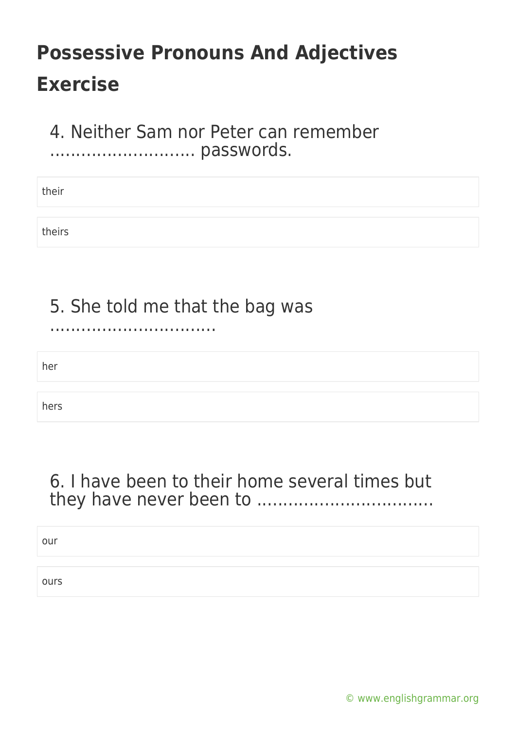# Possessive Pronouns And Adjectives Exercise

4. Neither Sam nor Peter can remember ……………………… passwords.

- their
- theirs

5. She told me that the bag was ………………………….

- her
- hers

6. I have been to their home several times but they have never been to ……………………………

- our
- ours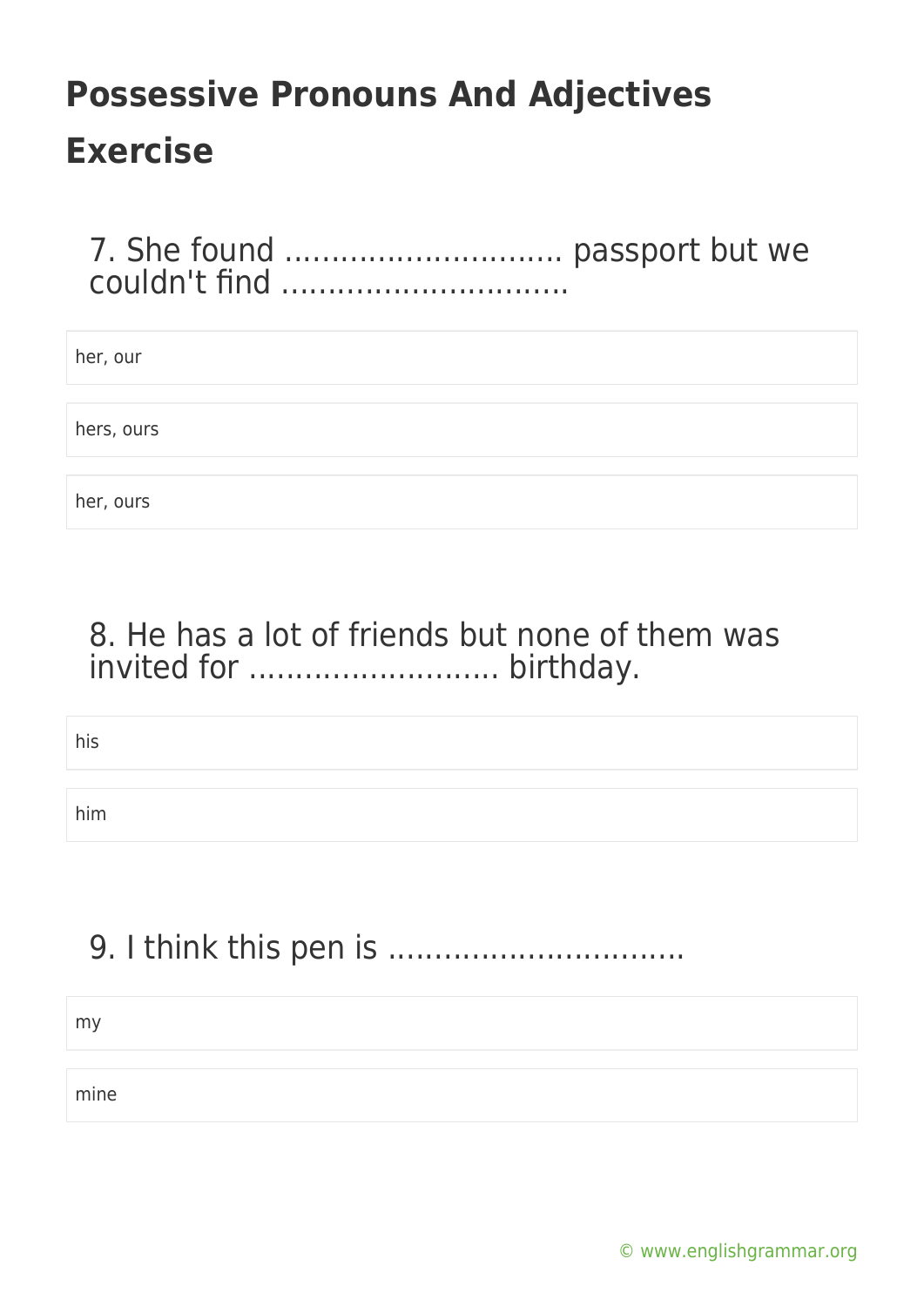# Possessive Pronouns And Adjectives Exercise

7. She found .............................. passport but we couldn't find ..............................

- her, our
- hers, ours
- her, ours

8. He has a lot of friends but none of them was invited for .......................... birthday.

- his
- him

9. I think this pen is ...............................

- my
- mine

© www.englishgrammar.org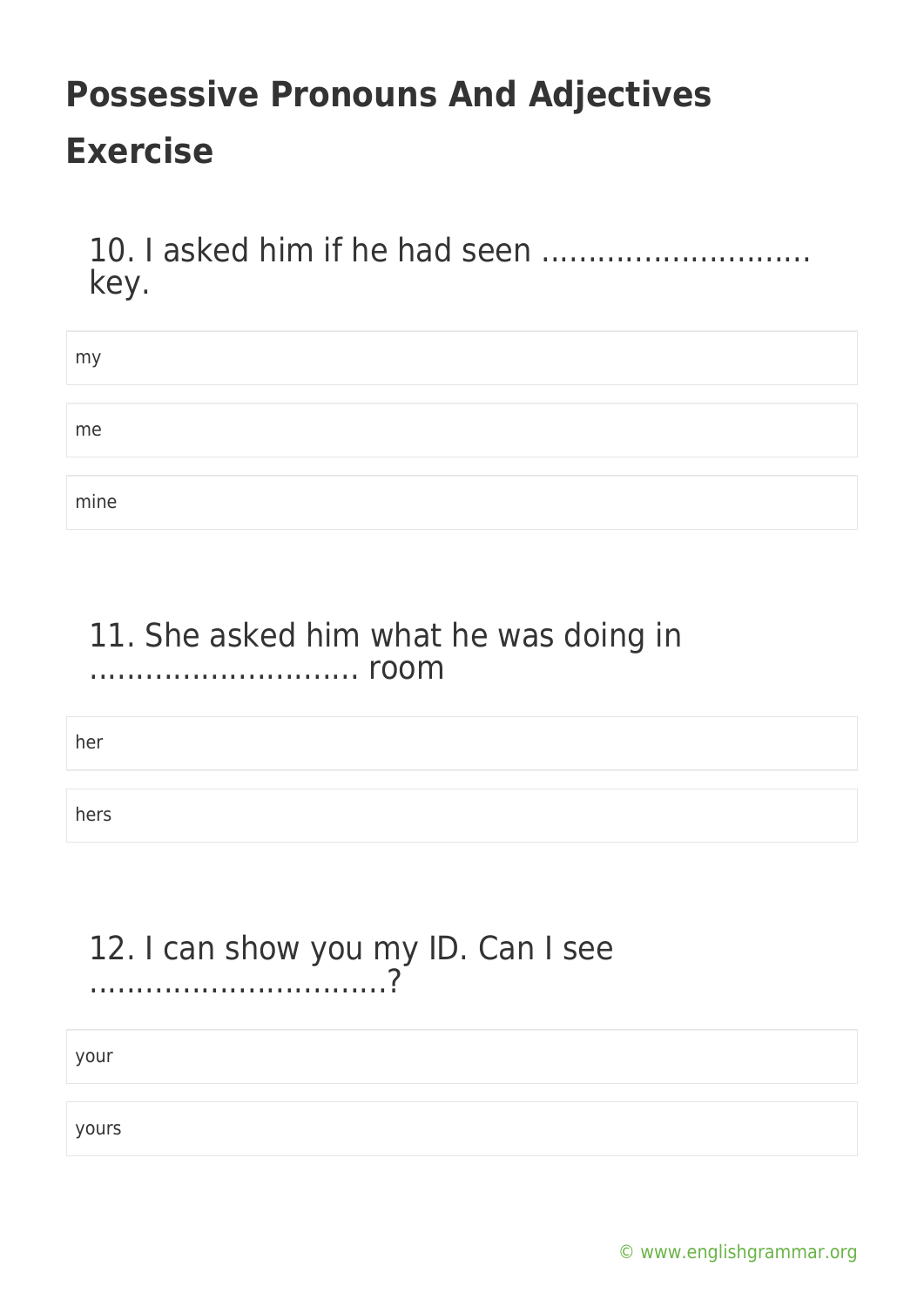# Possessive Pronouns And Adjectives Exercise

10. I asked him if he had seen ............................ key.

- my
- me
- mine

11. She asked him what he was doing in ............................ room

- her
- hers

12. I can show you my ID. Can I see ................................?

- your
- yours

© www.englishgrammar.org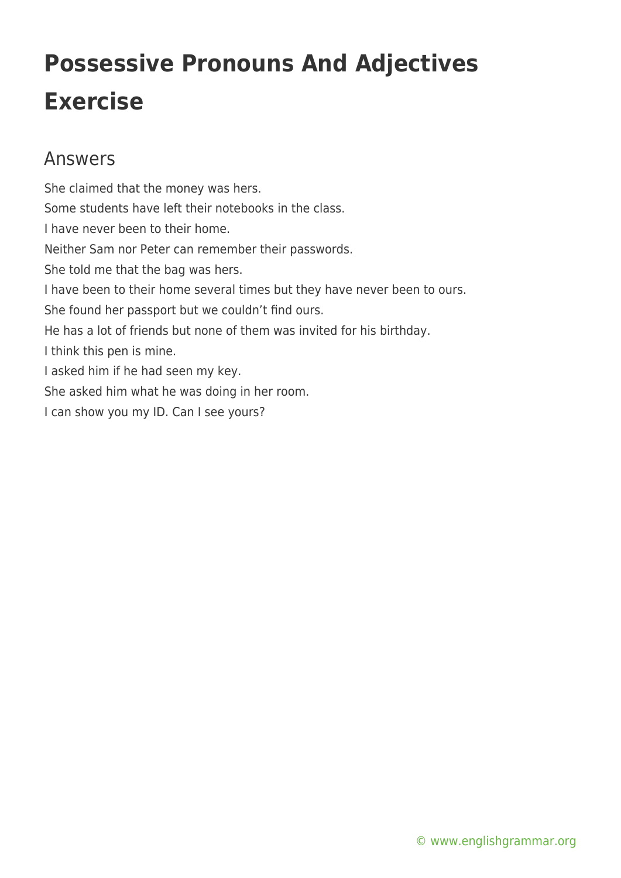# Possessive Pronouns And Adjectives Exercise

## Answers

She claimed that the money was hers.

Some students have left their notebooks in the class.

I have never been to their home.

Neither Sam nor Peter can remember their passwords.

She told me that the bag was hers.

I have been to their home several times but they have never been to ours.

She found her passport but we couldn't find ours.

He has a lot of friends but none of them was invited for his birthday.

I think this pen is mine.

I asked him if he had seen my key.

She asked him what he was doing in her room.

I can show you my ID. Can I see yours?

© www.englishgrammar.org